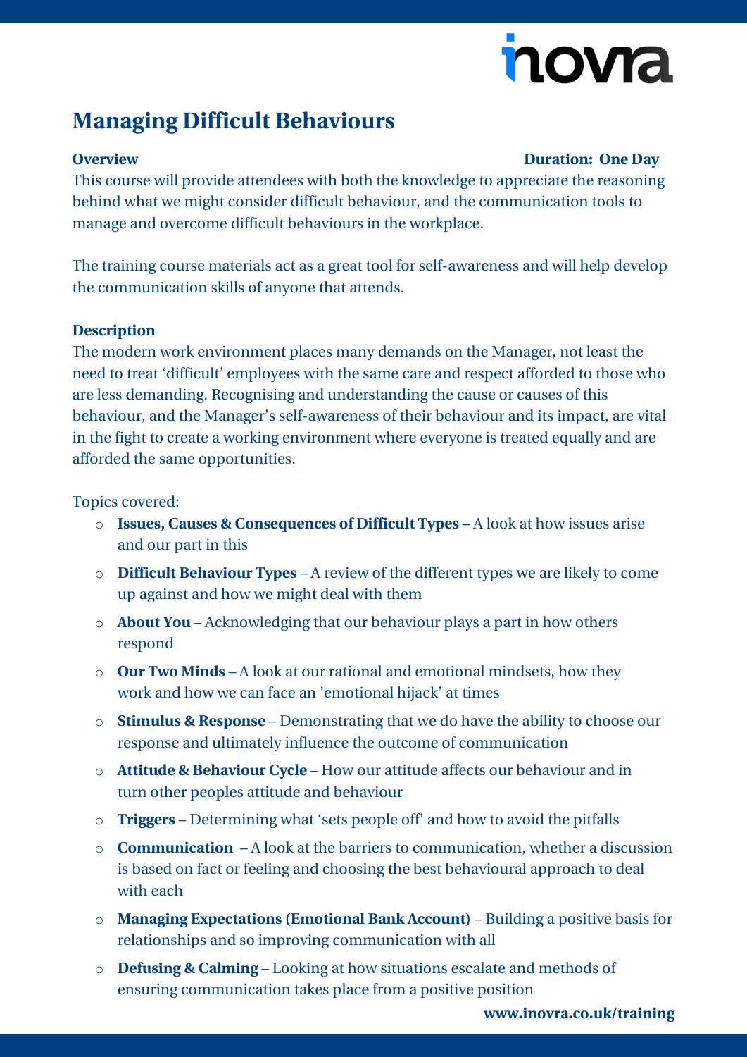inovra

# Managing Difficult Behaviours

**Overview** **Duration: One Day**

This course will provide attendees with both the knowledge to appreciate the reasoning behind what we might consider difficult behaviour, and the communication tools to manage and overcome difficult behaviours in the workplace.

The training course materials act as a great tool for self-awareness and will help develop the communication skills of anyone that attends.

**Description**

The modern work environment places many demands on the Manager, not least the need to treat 'difficult' employees with the same care and respect afforded to those who are less demanding. Recognising and understanding the cause or causes of this behaviour, and the Manager's self-awareness of their behaviour and its impact, are vital in the fight to create a working environment where everyone is treated equally and are afforded the same opportunities.

Topics covered:

- **Issues, Causes & Consequences of Difficult Types** – A look at how issues arise and our part in this
- **Difficult Behaviour Types** – A review of the different types we are likely to come up against and how we might deal with them
- **About You** – Acknowledging that our behaviour plays a part in how others respond
- **Our Two Minds** – A look at our rational and emotional mindsets, how they work and how we can face an 'emotional hijack' at times
- **Stimulus & Response** – Demonstrating that we do have the ability to choose our response and ultimately influence the outcome of communication
- **Attitude & Behaviour Cycle** – How our attitude affects our behaviour and in turn other peoples attitude and behaviour
- **Triggers** – Determining what 'sets people off' and how to avoid the pitfalls
- **Communication** – A look at the barriers to communication, whether a discussion is based on fact or feeling and choosing the best behavioural approach to deal with each
- **Managing Expectations (Emotional Bank Account)** – Building a positive basis for relationships and so improving communication with all
- **Defusing & Calming** – Looking at how situations escalate and methods of ensuring communication takes place from a positive position

**www.inovra.co.uk/training**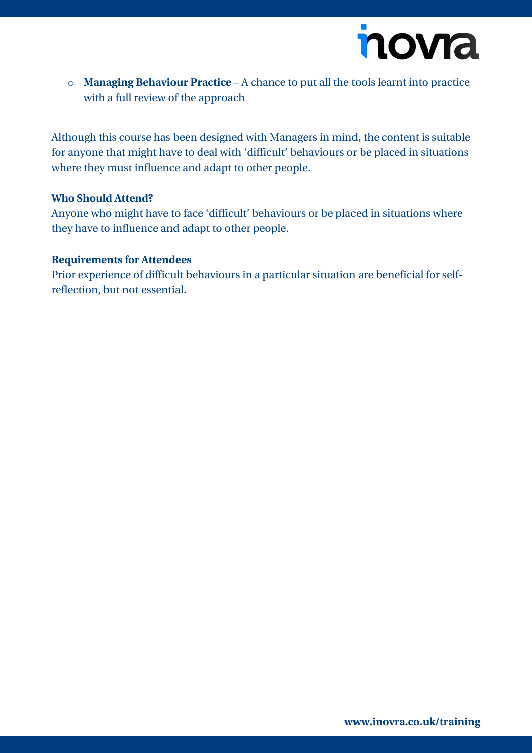- **Managing Behaviour Practice** – A chance to put all the tools learnt into practice with a full review of the approach

Although this course has been designed with Managers in mind, the content is suitable for anyone that might have to deal with 'difficult' behaviours or be placed in situations where they must influence and adapt to other people.

**Who Should Attend?**

Anyone who might have to face 'difficult' behaviours or be placed in situations where they have to influence and adapt to other people.

**Requirements for Attendees**

Prior experience of difficult behaviours in a particular situation are beneficial for self-reflection, but not essential.